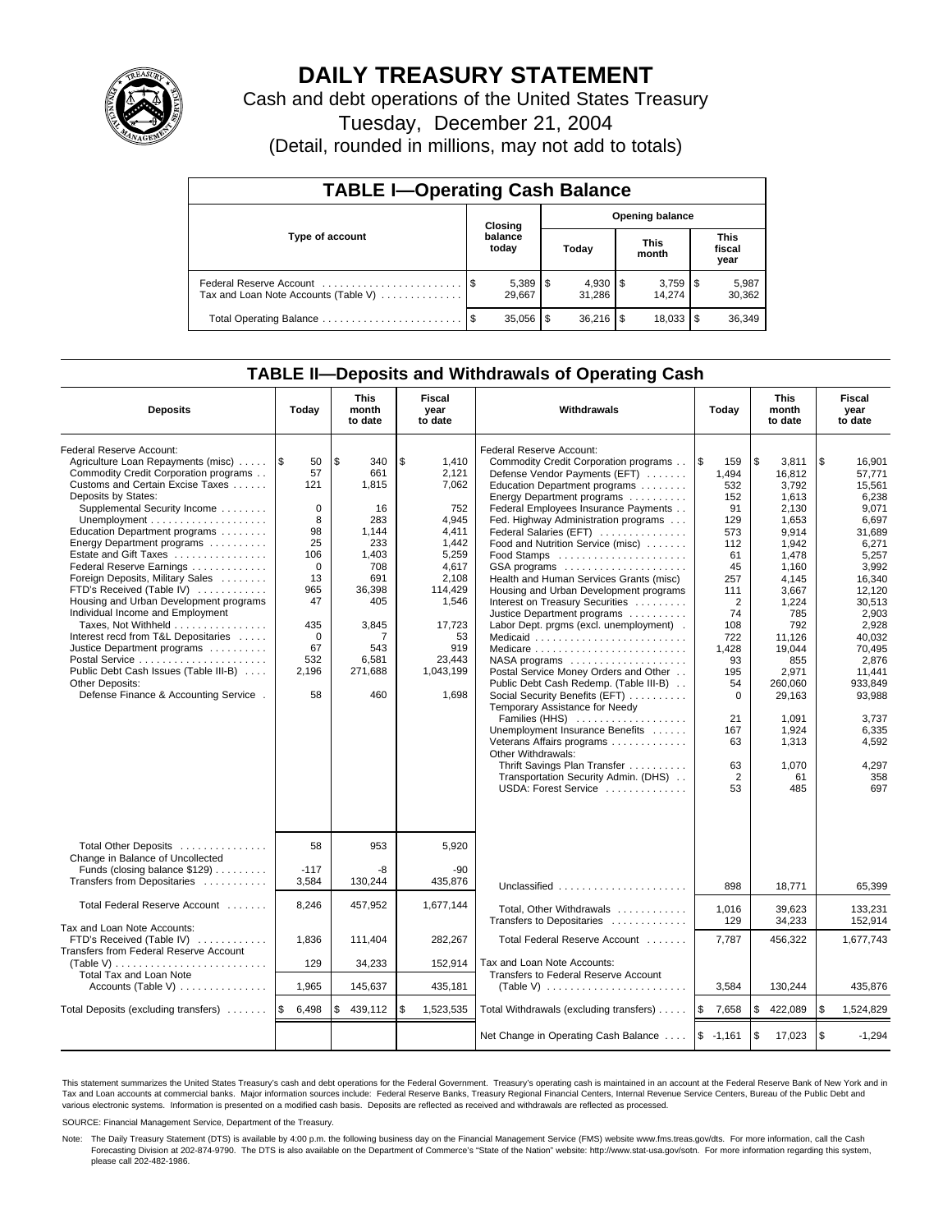# DAILY TREASURY STATEMENT

Cash and debt operations of the United States Treasury

Tuesday, December 21, 2004

(Detail, rounded in millions, may not add to totals)

## TABLE I—Operating Cash Balance

| Type of account | Closing balance today | Opening balance Today | Opening balance This month | Opening balance This fiscal year |
|---|---|---|---|---|
| Federal Reserve Account | $ 5,389 | $ 4,930 | $ 3,759 | $ 5,987 |
| Tax and Loan Note Accounts (Table V) | 29,667 | 31,286 | 14,274 | 30,362 |
| Total Operating Balance | $ 35,056 | $ 36,216 | $ 18,033 | $ 36,349 |

## TABLE II—Deposits and Withdrawals of Operating Cash

| Deposits | Today | This month to date | Fiscal year to date |
|---|---|---|---|
| Federal Reserve Account: | | | |
| Agriculture Loan Repayments (misc) | $ 50 | $ 340 | $ 1,410 |
| Commodity Credit Corporation programs | 57 | 661 | 2,121 |
| Customs and Certain Excise Taxes | 121 | 1,815 | 7,062 |
| Deposits by States: | | | |
| Supplemental Security Income | 0 | 16 | 752 |
| Unemployment | 8 | 283 | 4,945 |
| Education Department programs | 98 | 1,144 | 4,411 |
| Energy Department programs | 25 | 233 | 1,442 |
| Estate and Gift Taxes | 106 | 1,403 | 5,259 |
| Federal Reserve Earnings | 0 | 708 | 4,617 |
| Foreign Deposits, Military Sales | 13 | 691 | 2,108 |
| FTD's Received (Table IV) | 965 | 36,398 | 114,429 |
| Housing and Urban Development programs | 47 | 405 | 1,546 |
| Individual Income and Employment Taxes, Not Withheld | 435 | 3,845 | 17,723 |
| Interest recd from T&L Depositaries | 0 | 7 | 53 |
| Justice Department programs | 67 | 543 | 919 |
| Postal Service | 532 | 6,581 | 23,443 |
| Public Debt Cash Issues (Table III-B) | 2,196 | 271,688 | 1,043,199 |
| Other Deposits: | | | |
| Defense Finance & Accounting Service | 58 | 460 | 1,698 |
| Total Other Deposits | 58 | 953 | 5,920 |
| Change in Balance of Uncollected Funds (closing balance $129) | -117 | -8 | -90 |
| Transfers from Depositaries | 3,584 | 130,244 | 435,876 |
| Total Federal Reserve Account | 8,246 | 457,952 | 1,677,144 |
| Tax and Loan Note Accounts: | | | |
| FTD's Received (Table IV) | 1,836 | 111,404 | 282,267 |
| Transfers from Federal Reserve Account (Table V) | 129 | 34,233 | 152,914 |
| Total Tax and Loan Note Accounts (Table V) | 1,965 | 145,637 | 435,181 |
| Total Deposits (excluding transfers) | $ 6,498 | $ 439,112 | $ 1,523,535 |

| Withdrawals | Today | This month to date | Fiscal year to date |
|---|---|---|---|
| Federal Reserve Account: | | | |
| Commodity Credit Corporation programs | $ 159 | $ 3,811 | $ 16,901 |
| Defense Vendor Payments (EFT) | 1,494 | 16,812 | 57,771 |
| Education Department programs | 532 | 3,792 | 15,561 |
| Energy Department programs | 152 | 1,613 | 6,238 |
| Federal Employees Insurance Payments | 91 | 2,130 | 9,071 |
| Fed. Highway Administration programs | 129 | 1,653 | 6,697 |
| Federal Salaries (EFT) | 573 | 9,914 | 31,689 |
| Food and Nutrition Service (misc) | 112 | 1,942 | 6,271 |
| Food Stamps | 61 | 1,478 | 5,257 |
| GSA programs | 45 | 1,160 | 3,992 |
| Health and Human Services Grants (misc) | 257 | 4,145 | 16,340 |
| Housing and Urban Development programs | 111 | 3,667 | 12,120 |
| Interest on Treasury Securities | 2 | 1,224 | 30,513 |
| Justice Department programs | 74 | 785 | 2,903 |
| Labor Dept. prgms (excl. unemployment) | 108 | 792 | 2,928 |
| Medicaid | 722 | 11,126 | 40,032 |
| Medicare | 1,428 | 19,044 | 70,495 |
| NASA programs | 93 | 855 | 2,876 |
| Postal Service Money Orders and Other | 195 | 2,971 | 11,441 |
| Public Debt Cash Redemp. (Table III-B) | 54 | 260,060 | 933,849 |
| Social Security Benefits (EFT) | 0 | 29,163 | 93,988 |
| Temporary Assistance for Needy Families (HHS) | 21 | 1,091 | 3,737 |
| Unemployment Insurance Benefits | 167 | 1,924 | 6,335 |
| Veterans Affairs programs | 63 | 1,313 | 4,592 |
| Other Withdrawals: | | | |
| Thrift Savings Plan Transfer | 63 | 1,070 | 4,297 |
| Transportation Security Admin. (DHS) | 2 | 61 | 358 |
| USDA: Forest Service | 53 | 485 | 697 |
| Unclassified | 898 | 18,771 | 65,399 |
| Total, Other Withdrawals | 1,016 | 39,623 | 133,231 |
| Transfers to Depositaries | 129 | 34,233 | 152,914 |
| Total Federal Reserve Account | 7,787 | 456,322 | 1,677,743 |
| Tax and Loan Note Accounts: | | | |
| Transfers to Federal Reserve Account (Table V) | 3,584 | 130,244 | 435,876 |
| Total Withdrawals (excluding transfers) | $ 7,658 | $ 422,089 | $ 1,524,829 |
| Net Change in Operating Cash Balance | $ -1,161 | $ 17,023 | $ -1,294 |

This statement summarizes the United States Treasury's cash and debt operations for the Federal Government. Treasury's operating cash is maintained in an account at the Federal Reserve Bank of New York and in Tax and Loan accounts at commercial banks. Major information sources include: Federal Reserve Banks, Treasury Regional Financial Centers, Internal Revenue Service Centers, Bureau of the Public Debt and various electronic systems. Information is presented on a modified cash basis. Deposits are reflected as received and withdrawals are reflected as processed.

SOURCE: Financial Management Service, Department of the Treasury.

Note: The Daily Treasury Statement (DTS) is available by 4:00 p.m. the following business day on the Financial Management Service (FMS) website www.fms.treas.gov/dts. For more information, call the Cash Forecasting Division at 202-874-9790. The DTS is also available on the Department of Commerce's "State of the Nation" website: http://www.stat-usa.gov/sotn. For more information regarding this system, please call 202-482-1986.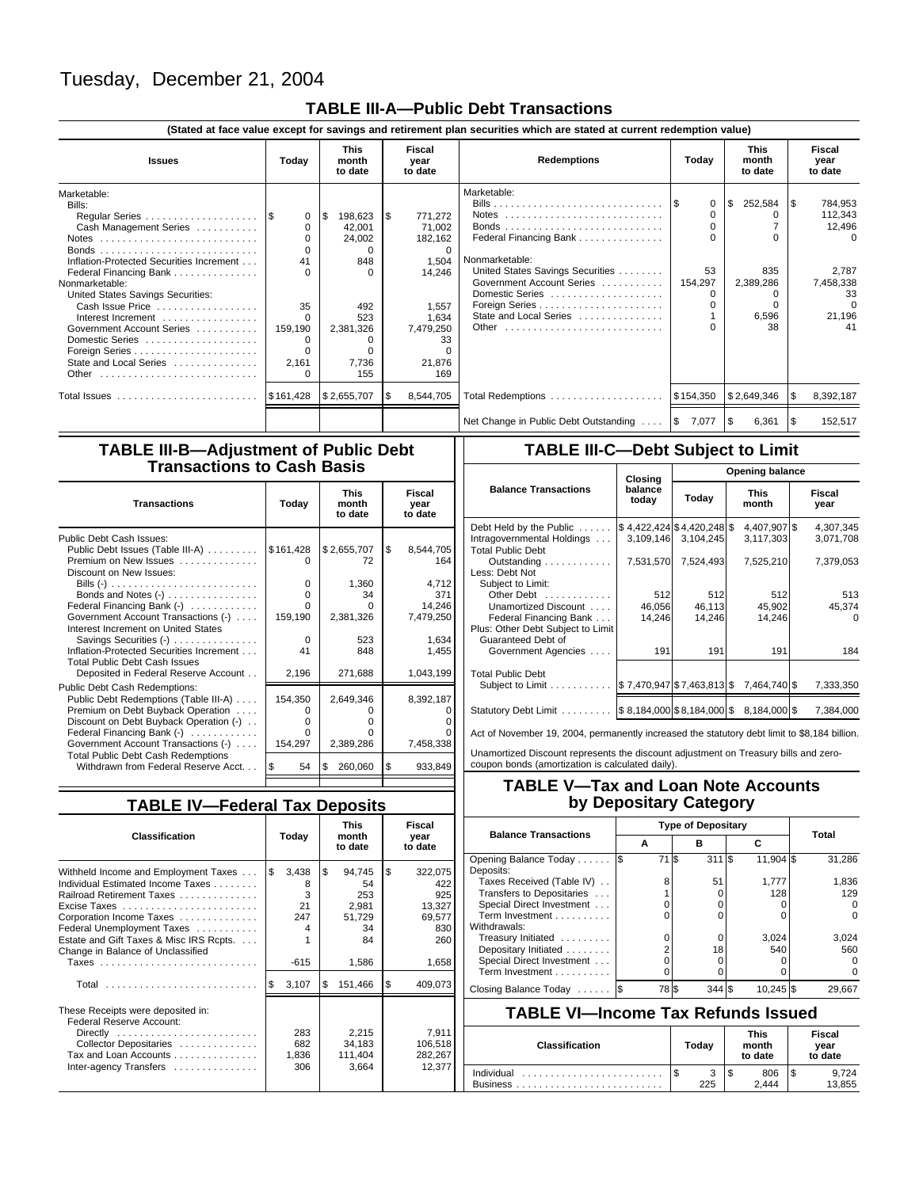Tuesday, December 21, 2004

## TABLE III-A—Public Debt Transactions

(Stated at face value except for savings and retirement plan securities which are stated at current redemption value)

| Issues | Today | This month to date | Fiscal year to date |
|---|---|---|---|
| Marketable: | | | |
| Bills: | | | |
| Regular Series | $ 0 | $ 198,623 | $ 771,272 |
| Cash Management Series | 0 | 42,001 | 71,002 |
| Notes | 0 | 24,002 | 182,162 |
| Bonds | 0 | 0 | 0 |
| Inflation-Protected Securities Increment | 41 | 848 | 1,504 |
| Federal Financing Bank | 0 | 0 | 14,246 |
| Nonmarketable: | | | |
| United States Savings Securities: | | | |
| Cash Issue Price | 35 | 492 | 1,557 |
| Interest Increment | 0 | 523 | 1,634 |
| Government Account Series | 159,190 | 2,381,326 | 7,479,250 |
| Domestic Series | 0 | 0 | 33 |
| Foreign Series | 0 | 0 | 0 |
| State and Local Series | 2,161 | 7,736 | 21,876 |
| Other | 0 | 155 | 169 |
| Total Issues | $161,428 | $2,655,707 | $ 8,544,705 |

| Redemptions | Today | This month to date | Fiscal year to date |
|---|---|---|---|
| Marketable: | | | |
| Bills | $ 0 | $ 252,584 | $ 784,953 |
| Notes | 0 | 0 | 112,343 |
| Bonds | 0 | 7 | 12,496 |
| Federal Financing Bank | 0 | 0 | 0 |
| Nonmarketable: | | | |
| United States Savings Securities | 53 | 835 | 2,787 |
| Government Account Series | 154,297 | 2,389,286 | 7,458,338 |
| Domestic Series | 0 | 0 | 33 |
| Foreign Series | 0 | 0 | 0 |
| State and Local Series | 1 | 6,596 | 21,196 |
| Other | 0 | 38 | 41 |
| Total Redemptions | $154,350 | $2,649,346 | $ 8,392,187 |
| Net Change in Public Debt Outstanding | $ 7,077 | $ 6,361 | $ 152,517 |

## TABLE III-B—Adjustment of Public Debt Transactions to Cash Basis

| Transactions | Today | This month to date | Fiscal year to date |
|---|---|---|---|
| Public Debt Cash Issues: | | | |
| Public Debt Issues (Table III-A) | $161,428 | $2,655,707 | $ 8,544,705 |
| Premium on New Issues | 0 | 72 | 164 |
| Discount on New Issues: | | | |
| Bills (-) | 0 | 1,360 | 4,712 |
| Bonds and Notes (-) | 0 | 34 | 371 |
| Federal Financing Bank (-) | 0 | 0 | 14,246 |
| Government Account Transactions (-) | 159,190 | 2,381,326 | 7,479,250 |
| Interest Increment on United States Savings Securities (-) | 0 | 523 | 1,634 |
| Inflation-Protected Securities Increment | 41 | 848 | 1,455 |
| Total Public Debt Cash Issues Deposited in Federal Reserve Account | 2,196 | 271,688 | 1,043,199 |
| Public Debt Cash Redemptions: | | | |
| Public Debt Redemptions (Table III-A) | 154,350 | 2,649,346 | 8,392,187 |
| Premium on Debt Buyback Operation | 0 | 0 | 0 |
| Discount on Debt Buyback Operation (-) | 0 | 0 | 0 |
| Federal Financing Bank (-) | 0 | 0 | 0 |
| Government Account Transactions (-) | 154,297 | 2,389,286 | 7,458,338 |
| Total Public Debt Cash Redemptions Withdrawn from Federal Reserve Acct. | $ 54 | $ 260,060 | $ 933,849 |

## TABLE III-C—Debt Subject to Limit

| Balance Transactions | Closing balance today | Opening balance Today | Opening balance This month | Opening balance Fiscal year |
|---|---|---|---|---|
| Debt Held by the Public | $ 4,422,424 | $ 4,420,248 | $ 4,407,907 | $ 4,307,345 |
| Intragovernmental Holdings | 3,109,146 | 3,104,245 | 3,117,303 | 3,071,708 |
| Total Public Debt Outstanding | 7,531,570 | 7,524,493 | 7,525,210 | 7,379,053 |
| Less: Debt Not Subject to Limit: | | | | |
| Other Debt | 512 | 512 | 512 | 513 |
| Unamortized Discount | 46,056 | 46,113 | 45,902 | 45,374 |
| Federal Financing Bank | 14,246 | 14,246 | 14,246 | 0 |
| Plus: Other Debt Subject to Limit Guaranteed Debt of Government Agencies | 191 | 191 | 191 | 184 |
| Total Public Debt Subject to Limit | $ 7,470,947 | $ 7,463,813 | $ 7,464,740 | $ 7,333,350 |
| Statutory Debt Limit | $ 8,184,000 | $ 8,184,000 | $ 8,184,000 | $ 7,384,000 |

Act of November 19, 2004, permanently increased the statutory debt limit to $8,184 billion.

Unamortized Discount represents the discount adjustment on Treasury bills and zero-coupon bonds (amortization is calculated daily).

## TABLE IV—Federal Tax Deposits

| Classification | Today | This month to date | Fiscal year to date |
|---|---|---|---|
| Withheld Income and Employment Taxes | $ 3,438 | $ 94,745 | $ 322,075 |
| Individual Estimated Income Taxes | 8 | 54 | 422 |
| Railroad Retirement Taxes | 3 | 253 | 925 |
| Excise Taxes | 21 | 2,981 | 13,327 |
| Corporation Income Taxes | 247 | 51,729 | 69,577 |
| Federal Unemployment Taxes | 4 | 34 | 830 |
| Estate and Gift Taxes & Misc IRS Rcpts. | 1 | 84 | 260 |
| Change in Balance of Unclassified Taxes | -615 | 1,586 | 1,658 |
| Total | $ 3,107 | $ 151,466 | $ 409,073 |
| These Receipts were deposited in: | | | |
| Federal Reserve Account: | | | |
| Directly | 283 | 2,215 | 7,911 |
| Collector Depositaries | 682 | 34,183 | 106,518 |
| Tax and Loan Accounts | 1,836 | 111,404 | 282,267 |
| Inter-agency Transfers | 306 | 3,664 | 12,377 |

## TABLE V—Tax and Loan Note Accounts by Depositary Category

| Balance Transactions | Type of Depositary A | B | C | Total |
|---|---|---|---|---|
| Opening Balance Today | $ 71 | $ 311 | $ 11,904 | $ 31,286 |
| Deposits: | | | | |
| Taxes Received (Table IV) | 8 | 51 | 1,777 | 1,836 |
| Transfers to Depositaries | 1 | 0 | 128 | 129 |
| Special Direct Investment | 0 | 0 | 0 | 0 |
| Term Investment | 0 | 0 | 0 | 0 |
| Withdrawals: | | | | |
| Treasury Initiated | 0 | 0 | 3,024 | 3,024 |
| Depositary Initiated | 2 | 18 | 540 | 560 |
| Special Direct Investment | 0 | 0 | 0 | 0 |
| Term Investment | 0 | 0 | 0 | 0 |
| Closing Balance Today | $ 78 | $ 344 | $ 10,245 | $ 29,667 |

## TABLE VI—Income Tax Refunds Issued

| Classification | Today | This month to date | Fiscal year to date |
|---|---|---|---|
| Individual | $ 3 | $ 806 | $ 9,724 |
| Business | 225 | 2,444 | 13,855 |